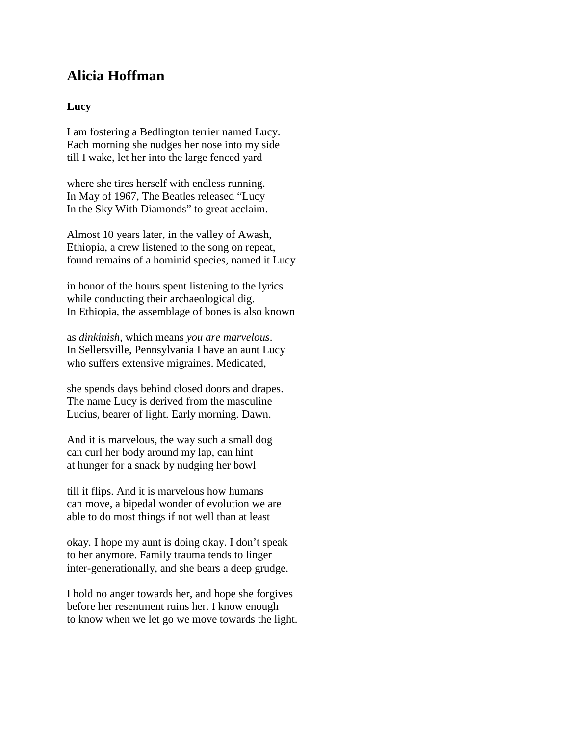# Alicia Hoffman

### Lucy

I am fostering a Bedlington terrier named Lucy.
Each morning she nudges her nose into my side
till I wake, let her into the large fenced yard

where she tires herself with endless running.
In May of 1967, The Beatles released "Lucy
In the Sky With Diamonds" to great acclaim.

Almost 10 years later, in the valley of Awash,
Ethiopia, a crew listened to the song on repeat,
found remains of a hominid species, named it Lucy

in honor of the hours spent listening to the lyrics
while conducting their archaeological dig.
In Ethiopia, the assemblage of bones is also known

as *dinkinish*, which means *you are marvelous*.
In Sellersville, Pennsylvania I have an aunt Lucy
who suffers extensive migraines. Medicated,

she spends days behind closed doors and drapes.
The name Lucy is derived from the masculine
Lucius, bearer of light. Early morning. Dawn.

And it is marvelous, the way such a small dog
can curl her body around my lap, can hint
at hunger for a snack by nudging her bowl

till it flips. And it is marvelous how humans
can move, a bipedal wonder of evolution we are
able to do most things if not well than at least

okay. I hope my aunt is doing okay. I don't speak
to her anymore. Family trauma tends to linger
inter-generationally, and she bears a deep grudge.

I hold no anger towards her, and hope she forgives
before her resentment ruins her. I know enough
to know when we let go we move towards the light.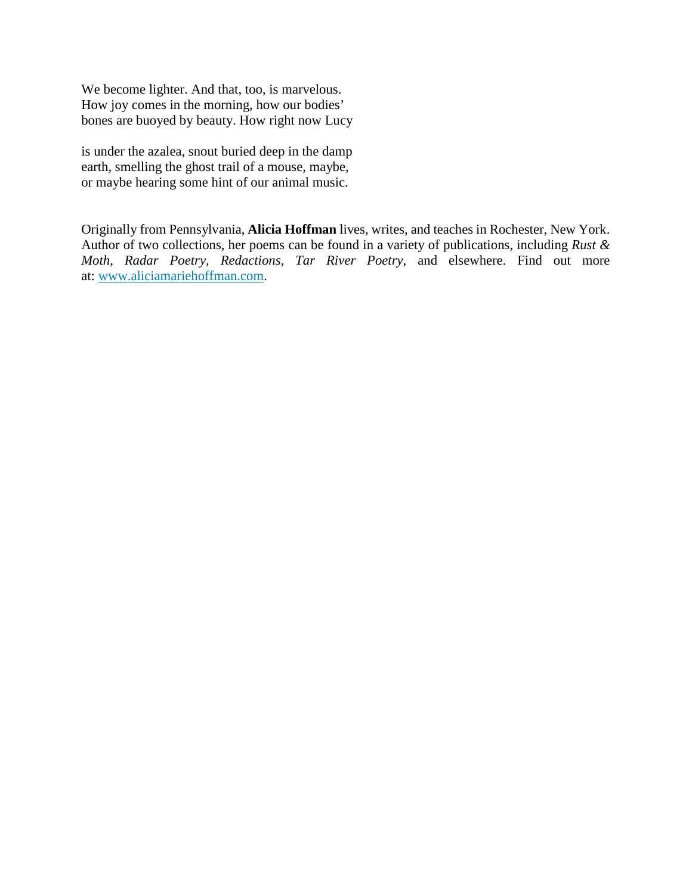We become lighter. And that, too, is marvelous.
How joy comes in the morning, how our bodies'
bones are buoyed by beauty. How right now Lucy

is under the azalea, snout buried deep in the damp
earth, smelling the ghost trail of a mouse, maybe,
or maybe hearing some hint of our animal music.

Originally from Pennsylvania, **Alicia Hoffman** lives, writes, and teaches in Rochester, New York. Author of two collections, her poems can be found in a variety of publications, including *Rust & Moth, Radar Poetry, Redactions, Tar River Poetry*, and elsewhere. Find out more at: [www.aliciamariehoffman.com](http://www.aliciamariehoffman.com).